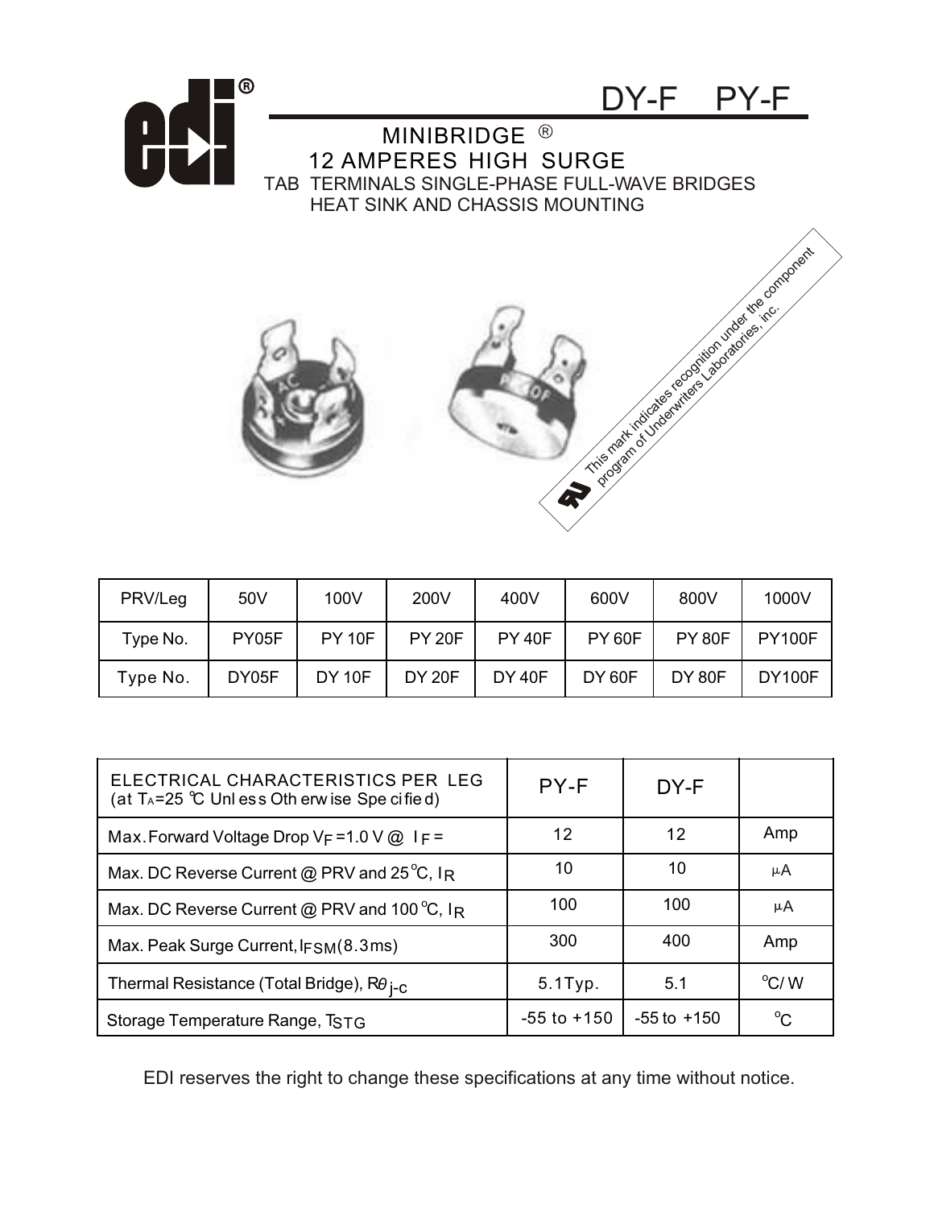# DY-F PY-F

## MINIBRIDGE ®

### 12 AMPERES HIGH SURGE

TAB TERMINALS SINGLE-PHASE FULL-WAVE BRIDGES
HEAT SINK AND CHASSIS MOUNTING

This mark indicates recognition under the component program of Underwriters Laboratories, inc.

| PRV/Leg | 50V | 100V | 200V | 400V | 600V | 800V | 1000V |
|---|---|---|---|---|---|---|---|
| Type No. | PY05F | PY 10F | PY 20F | PY 40F | PY 60F | PY 80F | PY100F |
| Type No. | DY05F | DY 10F | DY 20F | DY 40F | DY 60F | DY 80F | DY100F |

| ELECTRICAL CHARACTERISTICS PER LEG (at $T_A$=25 ℃ Unless Otherwise Specified) | PY-F | DY-F | |
|---|---|---|---|
| Max. Forward Voltage Drop $V_F$ =1.0 V @ $I_F$ = | 12 | 12 | Amp |
| Max. DC Reverse Current @ PRV and 25°C, $I_R$ | 10 | 10 | µA |
| Max. DC Reverse Current @ PRV and 100°C, $I_R$ | 100 | 100 | µA |
| Max. Peak Surge Current, $I_{FSM}$(8.3ms) | 300 | 400 | Amp |
| Thermal Resistance (Total Bridge), $R\theta_{j\text{-}c}$ | 5.1Typ. | 5.1 | °C/ W |
| Storage Temperature Range, $T_{STG}$ | -55 to +150 | -55 to +150 | °C |

EDI reserves the right to change these specifications at any time without notice.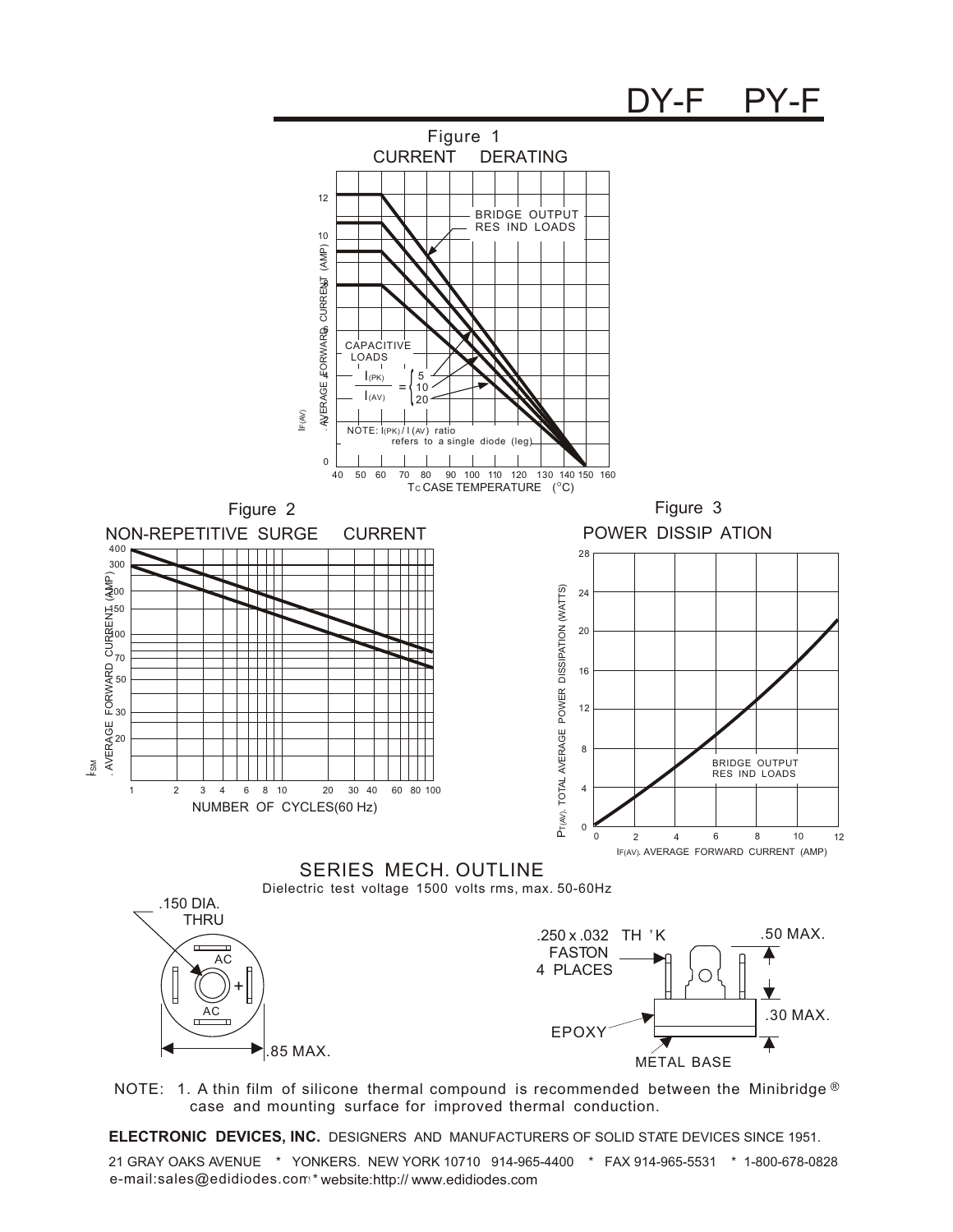# DY-F PY-F

## Figure 1
CURRENT DERATING

12
10
0
40 50 60 70 80 90 100 110 120 130 140 150 160

$I_{F(AV)}$. AVERAGE FORWARD CURRENT (AMP)

$T_C$ CASE TEMPERATURE (°C)

BRIDGE OUTPUT RES IND LOADS

CAPACITIVE LOADS

$\frac{I_{(PK)}}{I_{(AV)}} = \begin{cases} 5 \\ 10 \\ 20 \end{cases}$

NOTE: $I_{(PK)} / I_{(AV)}$ ratio refers to a single diode (leg)

## Figure 2
NON-REPETITIVE SURGE CURRENT

400
300
200
150
100
70
50
30
20

1 2 3 4 6 8 10 20 30 40 60 80 100

$I_{FSM}$. AVERAGE FORWARD CURRENT (AMP)

NUMBER OF CYCLES(60 Hz)

## Figure 3
POWER DISSIPATION

28
24
20
16
12
8
4
0

0 2 4 6 8 10 12

$P_{T(AV)}$. TOTAL AVERAGE POWER DISSIPATION (WATTS)

$I_{F(AV)}$. AVERAGE FORWARD CURRENT (AMP)

BRIDGE OUTPUT RES IND LOADS

## SERIES MECH. OUTLINE

Dielectric test voltage 1500 volts rms, max. 50-60Hz

.150 DIA. THRU

AC

+

AC

.85 MAX.

.250 x .032 TH'K FASTON 4 PLACES

.50 MAX.

.30 MAX.

EPOXY

METAL BASE

NOTE: 1. A thin film of silicone thermal compound is recommended between the Minibridge ® case and mounting surface for improved thermal conduction.

**ELECTRONIC DEVICES, INC.** DESIGNERS AND MANUFACTURERS OF SOLID STATE DEVICES SINCE 1951.

21 GRAY OAKS AVENUE * YONKERS. NEW YORK 10710 914-965-4400 * FAX 914-965-5531 * 1-800-678-0828
e-mail:sales@edidiodes.com * website:http:// www.edidiodes.com